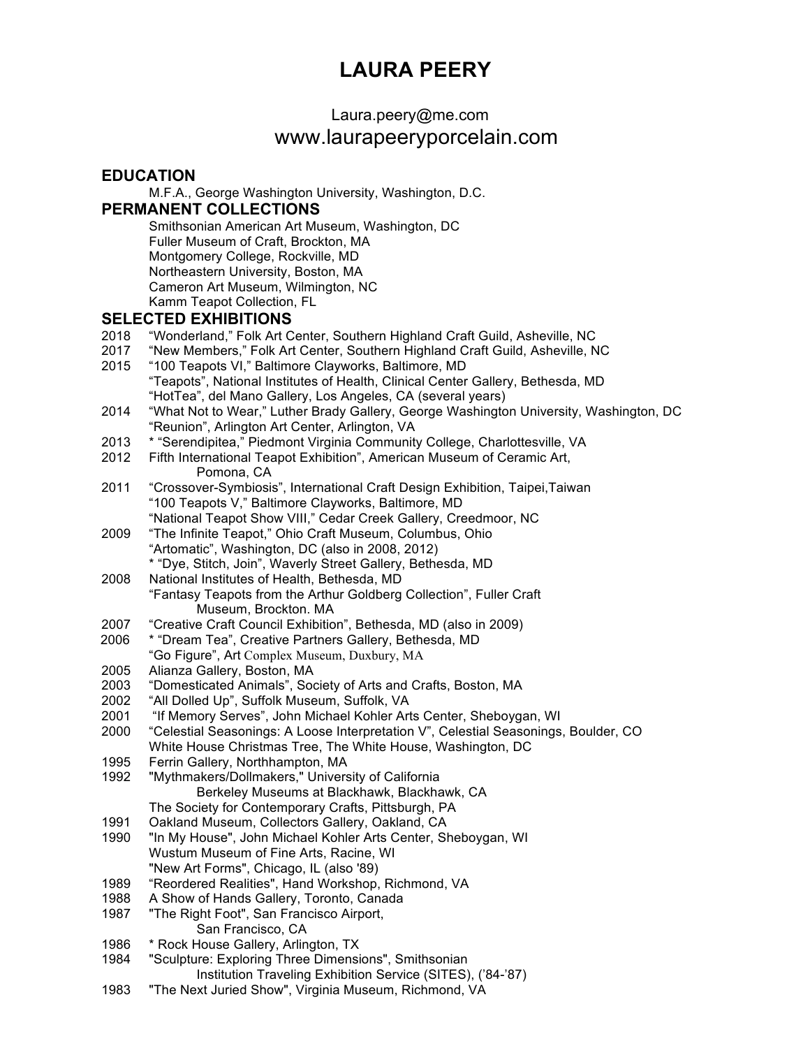# LAURA PEERY

Laura.peery@me.com
www.laurapeeryporcelain.com

## EDUCATION

M.F.A., George Washington University, Washington, D.C.

## PERMANENT COLLECTIONS

Smithsonian American Art Museum, Washington, DC
Fuller Museum of Craft, Brockton, MA
Montgomery College, Rockville, MD
Northeastern University, Boston, MA
Cameron Art Museum, Wilmington, NC
Kamm Teapot Collection, FL

## SELECTED EXHIBITIONS

2018 "Wonderland," Folk Art Center, Southern Highland Craft Guild, Asheville, NC
2017 "New Members," Folk Art Center, Southern Highland Craft Guild, Asheville, NC
2015 "100 Teapots VI," Baltimore Clayworks, Baltimore, MD
"Teapots", National Institutes of Health, Clinical Center Gallery, Bethesda, MD
"HotTea", del Mano Gallery, Los Angeles, CA (several years)
2014 "What Not to Wear," Luther Brady Gallery, George Washington University, Washington, DC
"Reunion", Arlington Art Center, Arlington, VA
2013 * "Serendipitea," Piedmont Virginia Community College, Charlottesville, VA
2012 Fifth International Teapot Exhibition", American Museum of Ceramic Art, Pomona, CA
2011 "Crossover-Symbiosis", International Craft Design Exhibition, Taipei,Taiwan
"100 Teapots V," Baltimore Clayworks, Baltimore, MD
"National Teapot Show VIII," Cedar Creek Gallery, Creedmoor, NC
2009 "The Infinite Teapot," Ohio Craft Museum, Columbus, Ohio
"Artomatic", Washington, DC (also in 2008, 2012)
* "Dye, Stitch, Join", Waverly Street Gallery, Bethesda, MD
2008 National Institutes of Health, Bethesda, MD
"Fantasy Teapots from the Arthur Goldberg Collection", Fuller Craft Museum, Brockton. MA
2007 "Creative Craft Council Exhibition", Bethesda, MD (also in 2009)
2006 * "Dream Tea", Creative Partners Gallery, Bethesda, MD
"Go Figure", Art Complex Museum, Duxbury, MA
2005 Alianza Gallery, Boston, MA
2003 "Domesticated Animals", Society of Arts and Crafts, Boston, MA
2002 "All Dolled Up", Suffolk Museum, Suffolk, VA
2001 "If Memory Serves", John Michael Kohler Arts Center, Sheboygan, WI
2000 "Celestial Seasonings: A Loose Interpretation V", Celestial Seasonings, Boulder, CO
White House Christmas Tree, The White House, Washington, DC
1995 Ferrin Gallery, Northhampton, MA
1992 "Mythmakers/Dollmakers," University of California Berkeley Museums at Blackhawk, Blackhawk, CA
The Society for Contemporary Crafts, Pittsburgh, PA
1991 Oakland Museum, Collectors Gallery, Oakland, CA
1990 "In My House", John Michael Kohler Arts Center, Sheboygan, WI
Wustum Museum of Fine Arts, Racine, WI
"New Art Forms", Chicago, IL (also '89)
1989 "Reordered Realities", Hand Workshop, Richmond, VA
1988 A Show of Hands Gallery, Toronto, Canada
1987 "The Right Foot", San Francisco Airport, San Francisco, CA
1986 * Rock House Gallery, Arlington, TX
1984 "Sculpture: Exploring Three Dimensions", Smithsonian Institution Traveling Exhibition Service (SITES), ('84-'87)
1983 "The Next Juried Show", Virginia Museum, Richmond, VA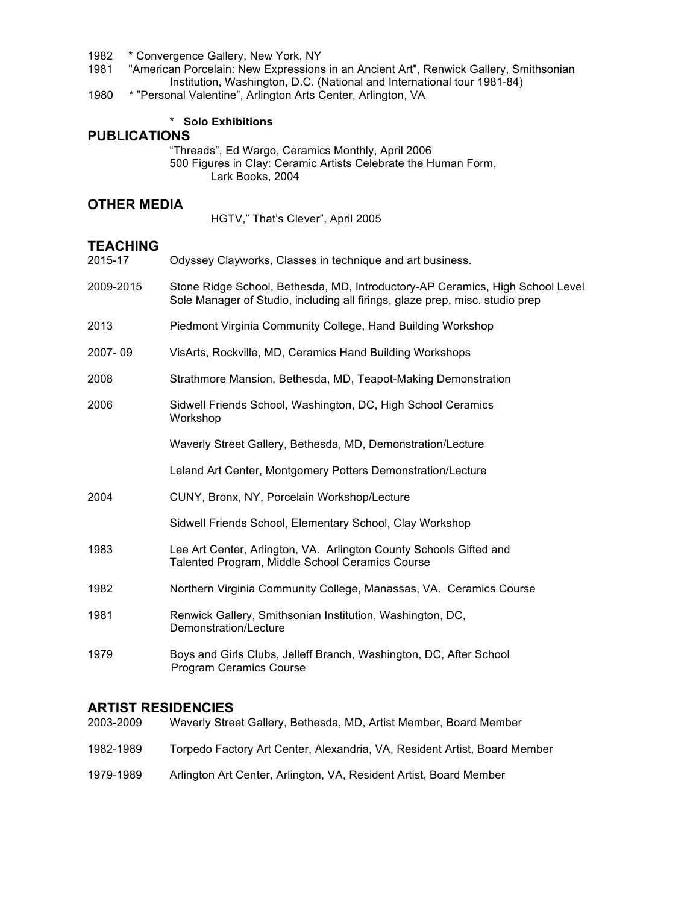1982 * Convergence Gallery, New York, NY

1981 "American Porcelain: New Expressions in an Ancient Art", Renwick Gallery, Smithsonian Institution, Washington, D.C. (National and International tour 1981-84)

1980 * "Personal Valentine", Arlington Arts Center, Arlington, VA

\* **Solo Exhibitions**

## PUBLICATIONS

"Threads", Ed Wargo, Ceramics Monthly, April 2006

500 Figures in Clay: Ceramic Artists Celebrate the Human Form, Lark Books, 2004

## OTHER MEDIA

HGTV," That's Clever", April 2005

## TEACHING

2015-17 Odyssey Clayworks, Classes in technique and art business.

2009-2015 Stone Ridge School, Bethesda, MD, Introductory-AP Ceramics, High School Level
Sole Manager of Studio, including all firings, glaze prep, misc. studio prep

2013 Piedmont Virginia Community College, Hand Building Workshop

2007- 09 VisArts, Rockville, MD, Ceramics Hand Building Workshops

2008 Strathmore Mansion, Bethesda, MD, Teapot-Making Demonstration

2006 Sidwell Friends School, Washington, DC, High School Ceramics Workshop

Waverly Street Gallery, Bethesda, MD, Demonstration/Lecture

Leland Art Center, Montgomery Potters Demonstration/Lecture

2004 CUNY, Bronx, NY, Porcelain Workshop/Lecture

Sidwell Friends School, Elementary School, Clay Workshop

1983 Lee Art Center, Arlington, VA. Arlington County Schools Gifted and Talented Program, Middle School Ceramics Course

1982 Northern Virginia Community College, Manassas, VA. Ceramics Course

1981 Renwick Gallery, Smithsonian Institution, Washington, DC, Demonstration/Lecture

1979 Boys and Girls Clubs, Jelleff Branch, Washington, DC, After School Program Ceramics Course

## ARTIST RESIDENCIES

2003-2009 Waverly Street Gallery, Bethesda, MD, Artist Member, Board Member

1982-1989 Torpedo Factory Art Center, Alexandria, VA, Resident Artist, Board Member

1979-1989 Arlington Art Center, Arlington, VA, Resident Artist, Board Member